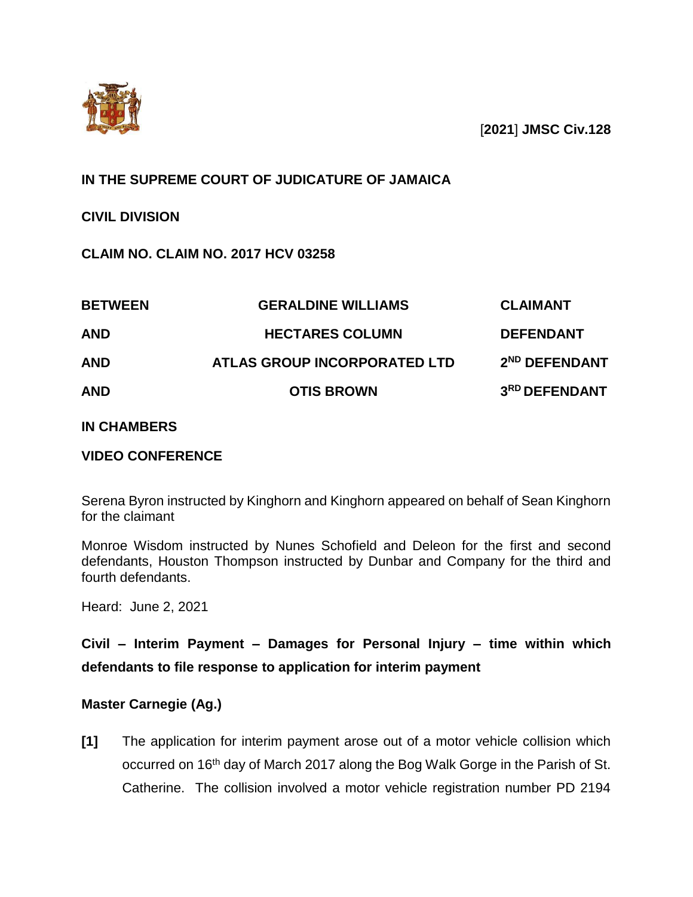[**2021**] **JMSC Civ.128**

**IN THE SUPREME COURT OF JUDICATURE OF JAMAICA**

**CIVIL DIVISION**

**CLAIM NO. CLAIM NO. 2017 HCV 03258**

| | | |
|---|---|---|
| **BETWEEN** | **GERALDINE WILLIAMS** | **CLAIMANT** |
| **AND** | **HECTARES COLUMN** | **DEFENDANT** |
| **AND** | **ATLAS GROUP INCORPORATED LTD** | **2ND DEFENDANT** |
| **AND** | **OTIS BROWN** | **3RD DEFENDANT** |

**IN CHAMBERS**

**VIDEO CONFERENCE**

Serena Byron instructed by Kinghorn and Kinghorn appeared on behalf of Sean Kinghorn for the claimant

Monroe Wisdom instructed by Nunes Schofield and Deleon for the first and second defendants, Houston Thompson instructed by Dunbar and Company for the third and fourth defendants.

Heard: June 2, 2021

**Civil – Interim Payment – Damages for Personal Injury – time within which defendants to file response to application for interim payment**

**Master Carnegie (Ag.)**

**[1]** The application for interim payment arose out of a motor vehicle collision which occurred on 16th day of March 2017 along the Bog Walk Gorge in the Parish of St. Catherine. The collision involved a motor vehicle registration number PD 2194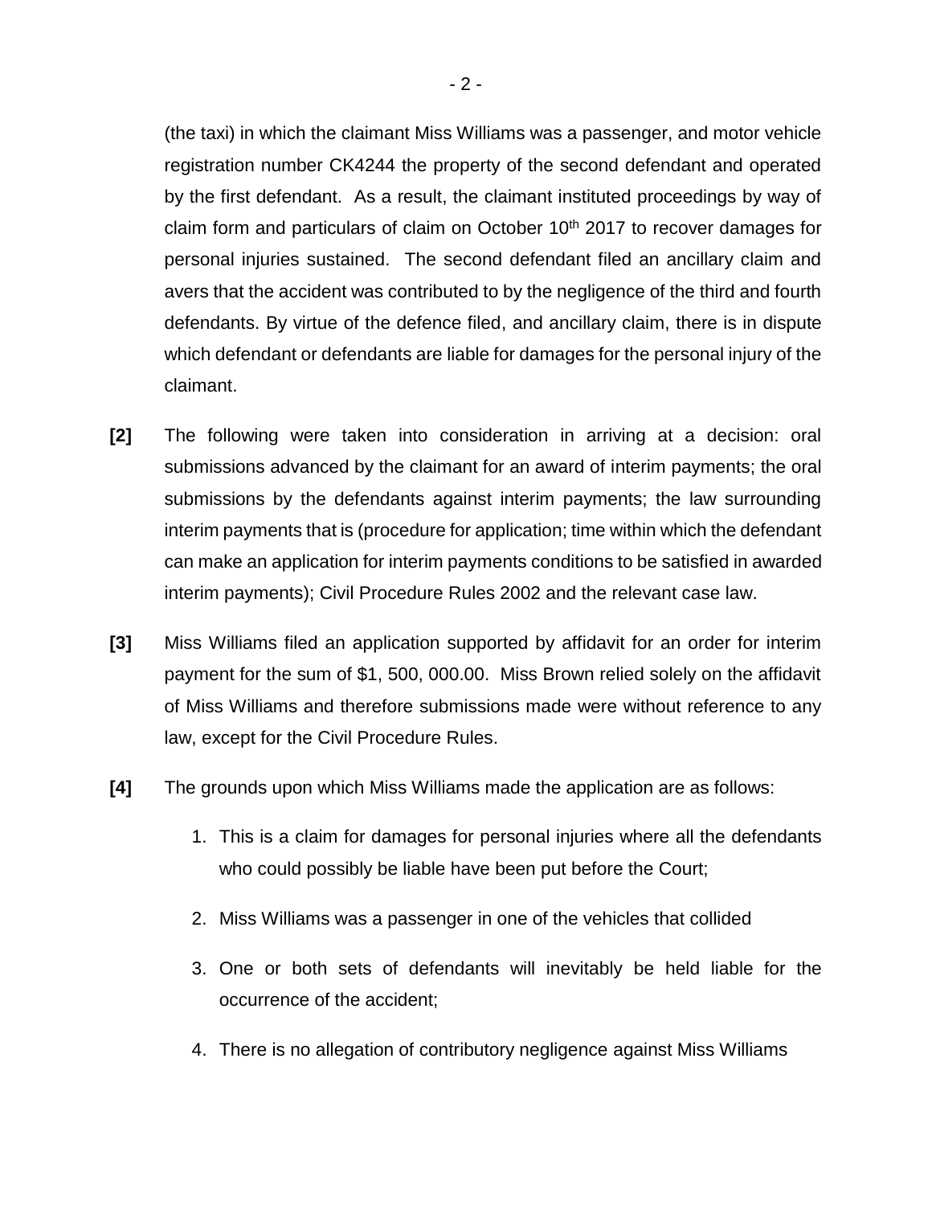(the taxi) in which the claimant Miss Williams was a passenger, and motor vehicle registration number CK4244 the property of the second defendant and operated by the first defendant. As a result, the claimant instituted proceedings by way of claim form and particulars of claim on October 10th 2017 to recover damages for personal injuries sustained. The second defendant filed an ancillary claim and avers that the accident was contributed to by the negligence of the third and fourth defendants. By virtue of the defence filed, and ancillary claim, there is in dispute which defendant or defendants are liable for damages for the personal injury of the claimant.

**[2]** The following were taken into consideration in arriving at a decision: oral submissions advanced by the claimant for an award of interim payments; the oral submissions by the defendants against interim payments; the law surrounding interim payments that is (procedure for application; time within which the defendant can make an application for interim payments conditions to be satisfied in awarded interim payments); Civil Procedure Rules 2002 and the relevant case law.

**[3]** Miss Williams filed an application supported by affidavit for an order for interim payment for the sum of $1, 500, 000.00. Miss Brown relied solely on the affidavit of Miss Williams and therefore submissions made were without reference to any law, except for the Civil Procedure Rules.

**[4]** The grounds upon which Miss Williams made the application are as follows:

1. This is a claim for damages for personal injuries where all the defendants who could possibly be liable have been put before the Court;
2. Miss Williams was a passenger in one of the vehicles that collided
3. One or both sets of defendants will inevitably be held liable for the occurrence of the accident;
4. There is no allegation of contributory negligence against Miss Williams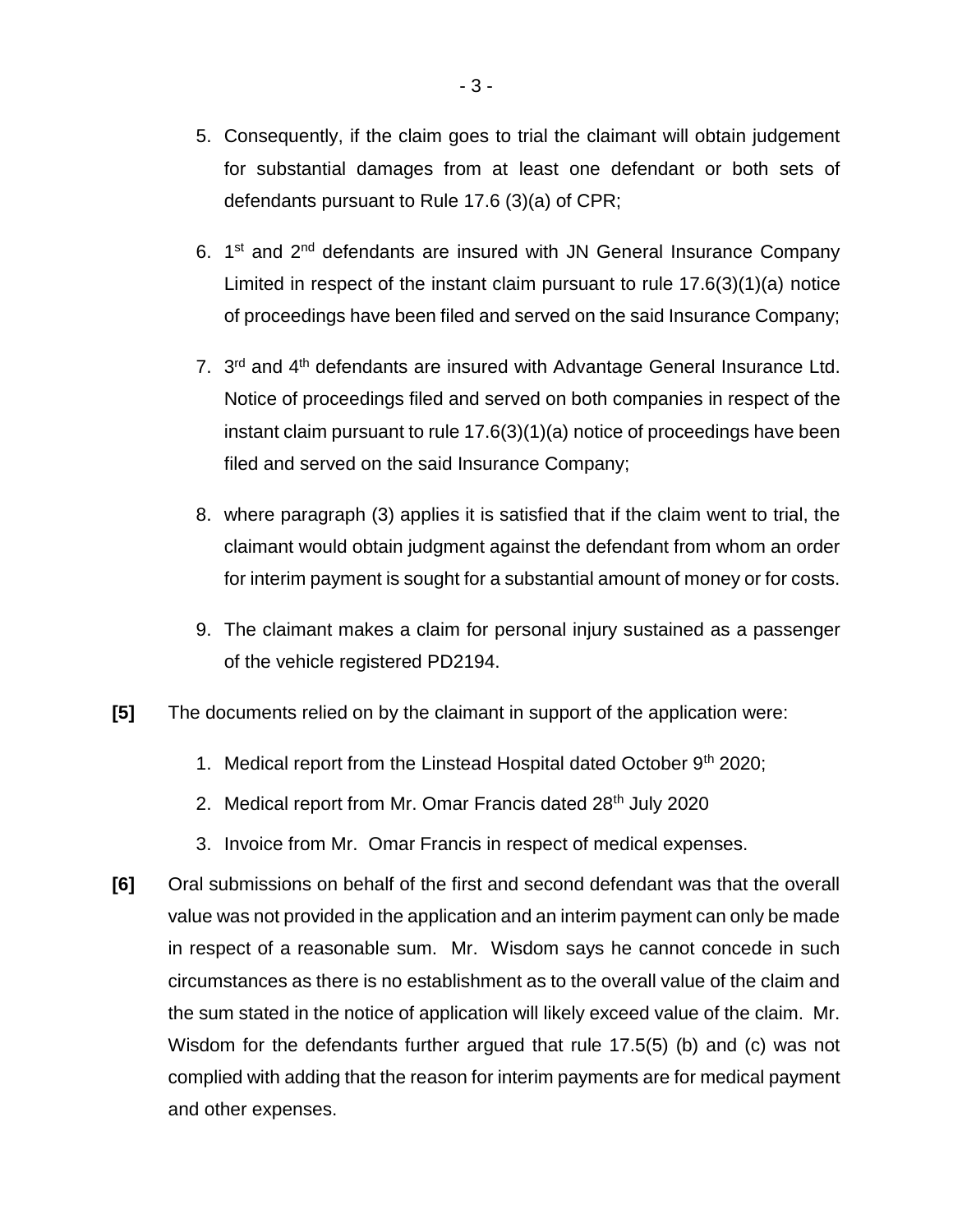5. Consequently, if the claim goes to trial the claimant will obtain judgement for substantial damages from at least one defendant or both sets of defendants pursuant to Rule 17.6 (3)(a) of CPR;

6. 1st and 2nd defendants are insured with JN General Insurance Company Limited in respect of the instant claim pursuant to rule 17.6(3)(1)(a) notice of proceedings have been filed and served on the said Insurance Company;

7. 3rd and 4th defendants are insured with Advantage General Insurance Ltd. Notice of proceedings filed and served on both companies in respect of the instant claim pursuant to rule 17.6(3)(1)(a) notice of proceedings have been filed and served on the said Insurance Company;

8. where paragraph (3) applies it is satisfied that if the claim went to trial, the claimant would obtain judgment against the defendant from whom an order for interim payment is sought for a substantial amount of money or for costs.

9. The claimant makes a claim for personal injury sustained as a passenger of the vehicle registered PD2194.

**[5]** The documents relied on by the claimant in support of the application were:

1. Medical report from the Linstead Hospital dated October 9th 2020;
2. Medical report from Mr. Omar Francis dated 28th July 2020
3. Invoice from Mr. Omar Francis in respect of medical expenses.

**[6]** Oral submissions on behalf of the first and second defendant was that the overall value was not provided in the application and an interim payment can only be made in respect of a reasonable sum. Mr. Wisdom says he cannot concede in such circumstances as there is no establishment as to the overall value of the claim and the sum stated in the notice of application will likely exceed value of the claim. Mr. Wisdom for the defendants further argued that rule 17.5(5) (b) and (c) was not complied with adding that the reason for interim payments are for medical payment and other expenses.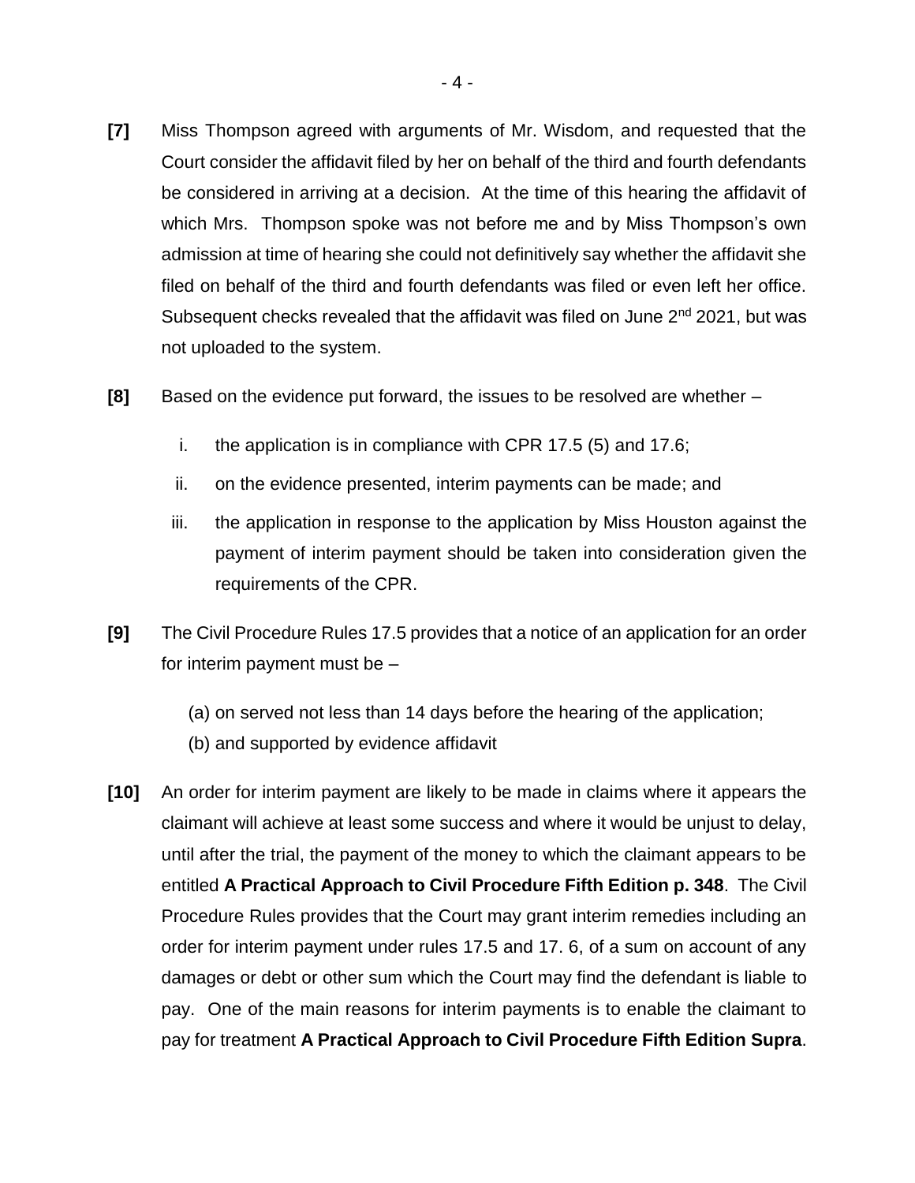**[7]** Miss Thompson agreed with arguments of Mr. Wisdom, and requested that the Court consider the affidavit filed by her on behalf of the third and fourth defendants be considered in arriving at a decision. At the time of this hearing the affidavit of which Mrs. Thompson spoke was not before me and by Miss Thompson's own admission at time of hearing she could not definitively say whether the affidavit she filed on behalf of the third and fourth defendants was filed or even left her office. Subsequent checks revealed that the affidavit was filed on June 2nd 2021, but was not uploaded to the system.

**[8]** Based on the evidence put forward, the issues to be resolved are whether –

i. the application is in compliance with CPR 17.5 (5) and 17.6;

ii. on the evidence presented, interim payments can be made; and

iii. the application in response to the application by Miss Houston against the payment of interim payment should be taken into consideration given the requirements of the CPR.

**[9]** The Civil Procedure Rules 17.5 provides that a notice of an application for an order for interim payment must be –

(a) on served not less than 14 days before the hearing of the application;
(b) and supported by evidence affidavit

**[10]** An order for interim payment are likely to be made in claims where it appears the claimant will achieve at least some success and where it would be unjust to delay, until after the trial, the payment of the money to which the claimant appears to be entitled **A Practical Approach to Civil Procedure Fifth Edition p. 348**. The Civil Procedure Rules provides that the Court may grant interim remedies including an order for interim payment under rules 17.5 and 17. 6, of a sum on account of any damages or debt or other sum which the Court may find the defendant is liable to pay. One of the main reasons for interim payments is to enable the claimant to pay for treatment **A Practical Approach to Civil Procedure Fifth Edition Supra**.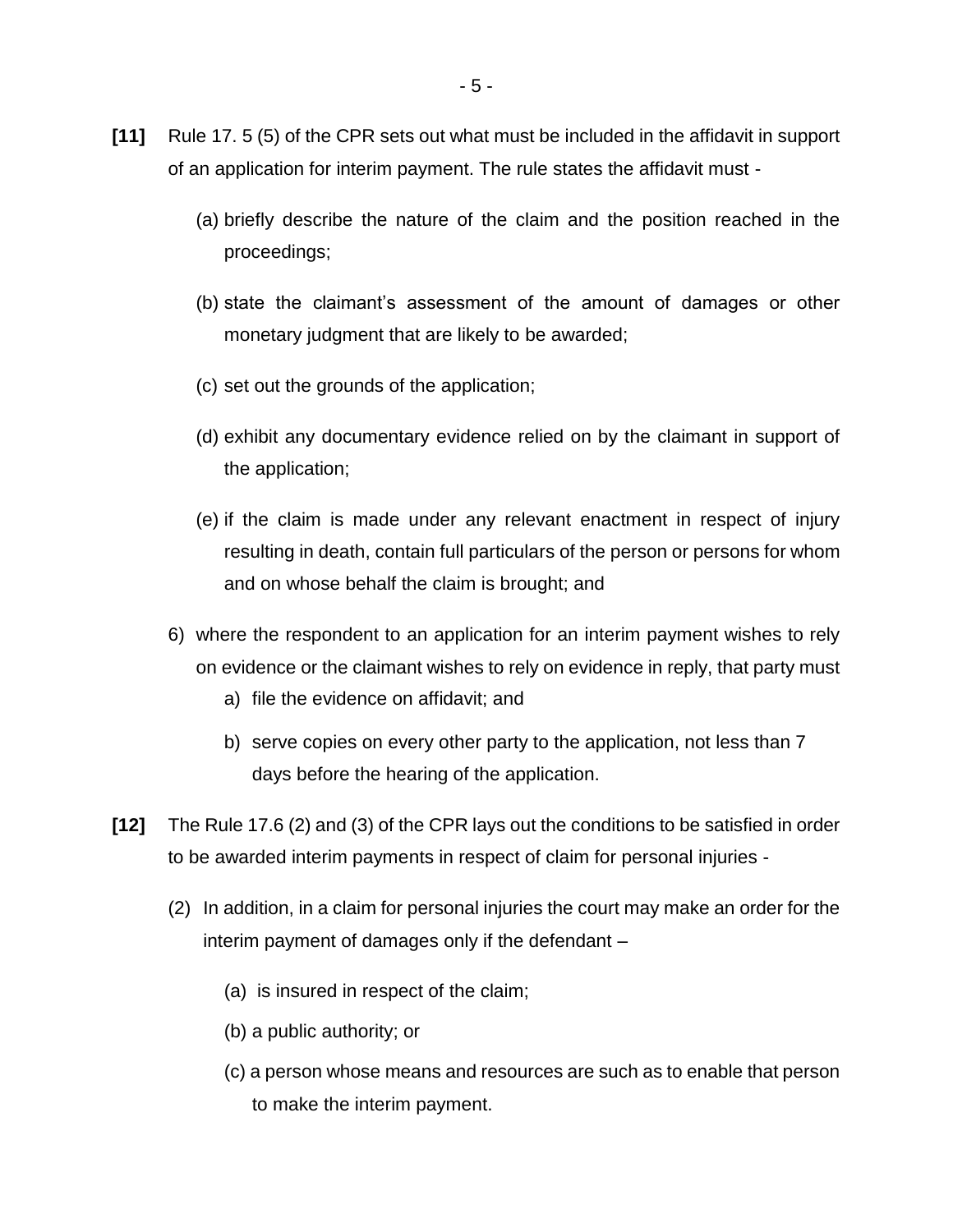**[11]** Rule 17. 5 (5) of the CPR sets out what must be included in the affidavit in support of an application for interim payment. The rule states the affidavit must -

(a) briefly describe the nature of the claim and the position reached in the proceedings;

(b) state the claimant's assessment of the amount of damages or other monetary judgment that are likely to be awarded;

(c) set out the grounds of the application;

(d) exhibit any documentary evidence relied on by the claimant in support of the application;

(e) if the claim is made under any relevant enactment in respect of injury resulting in death, contain full particulars of the person or persons for whom and on whose behalf the claim is brought; and

6) where the respondent to an application for an interim payment wishes to rely on evidence or the claimant wishes to rely on evidence in reply, that party must

a) file the evidence on affidavit; and

b) serve copies on every other party to the application, not less than 7 days before the hearing of the application.

**[12]** The Rule 17.6 (2) and (3) of the CPR lays out the conditions to be satisfied in order to be awarded interim payments in respect of claim for personal injuries -

(2) In addition, in a claim for personal injuries the court may make an order for the interim payment of damages only if the defendant –

(a) is insured in respect of the claim;

(b) a public authority; or

(c) a person whose means and resources are such as to enable that person to make the interim payment.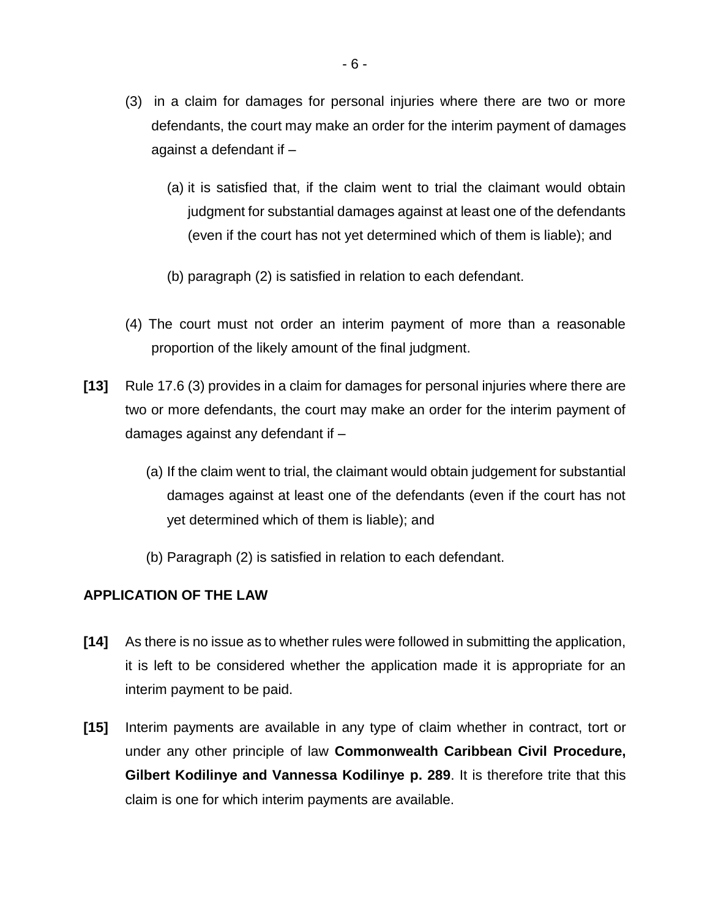(3) in a claim for damages for personal injuries where there are two or more defendants, the court may make an order for the interim payment of damages against a defendant if –

(a) it is satisfied that, if the claim went to trial the claimant would obtain judgment for substantial damages against at least one of the defendants (even if the court has not yet determined which of them is liable); and

(b) paragraph (2) is satisfied in relation to each defendant.

(4) The court must not order an interim payment of more than a reasonable proportion of the likely amount of the final judgment.

**[13]** Rule 17.6 (3) provides in a claim for damages for personal injuries where there are two or more defendants, the court may make an order for the interim payment of damages against any defendant if –

(a) If the claim went to trial, the claimant would obtain judgement for substantial damages against at least one of the defendants (even if the court has not yet determined which of them is liable); and

(b) Paragraph (2) is satisfied in relation to each defendant.

**APPLICATION OF THE LAW**

**[14]** As there is no issue as to whether rules were followed in submitting the application, it is left to be considered whether the application made it is appropriate for an interim payment to be paid.

**[15]** Interim payments are available in any type of claim whether in contract, tort or under any other principle of law **Commonwealth Caribbean Civil Procedure, Gilbert Kodilinye and Vannessa Kodilinye p. 289**. It is therefore trite that this claim is one for which interim payments are available.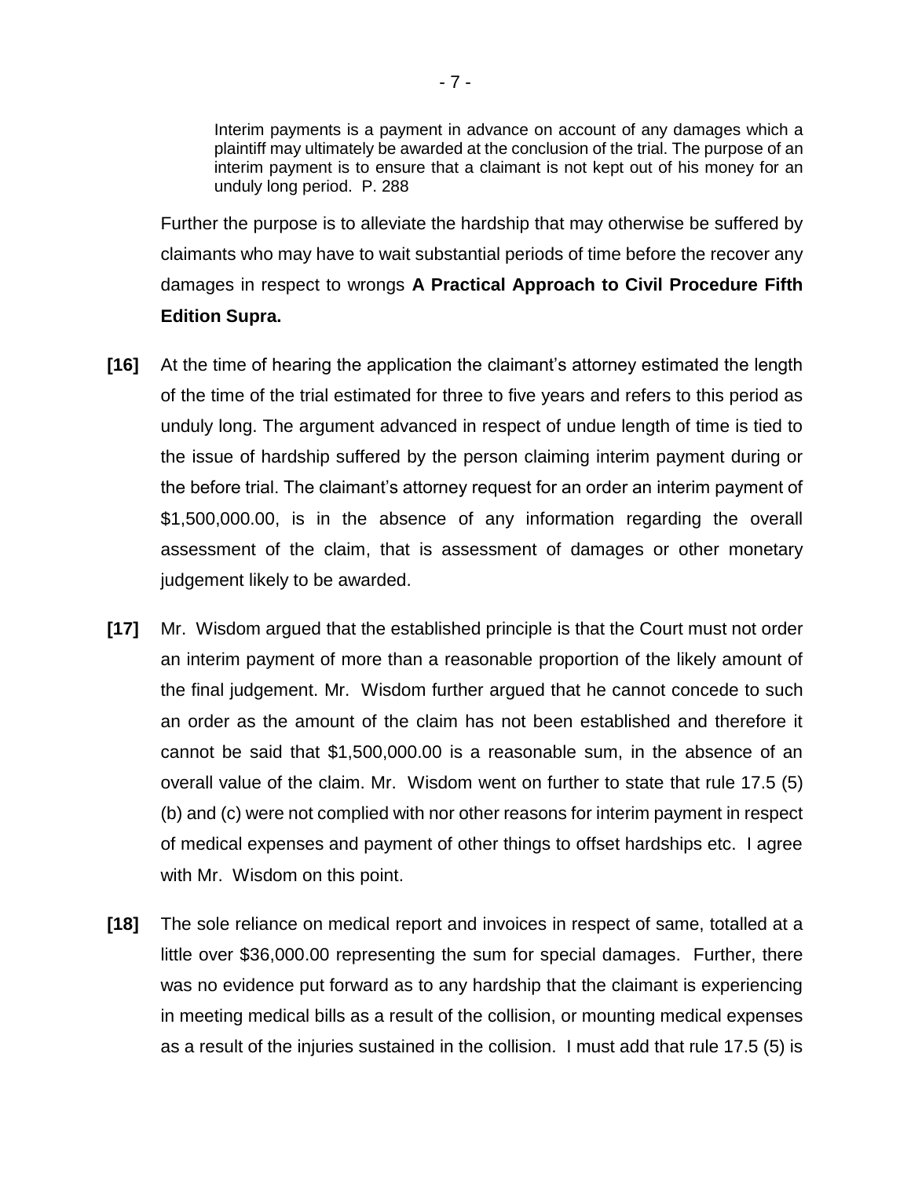> Interim payments is a payment in advance on account of any damages which a plaintiff may ultimately be awarded at the conclusion of the trial. The purpose of an interim payment is to ensure that a claimant is not kept out of his money for an unduly long period. P. 288

Further the purpose is to alleviate the hardship that may otherwise be suffered by claimants who may have to wait substantial periods of time before the recover any damages in respect to wrongs **A Practical Approach to Civil Procedure Fifth Edition Supra.**

**[16]** At the time of hearing the application the claimant's attorney estimated the length of the time of the trial estimated for three to five years and refers to this period as unduly long. The argument advanced in respect of undue length of time is tied to the issue of hardship suffered by the person claiming interim payment during or the before trial. The claimant's attorney request for an order an interim payment of $1,500,000.00, is in the absence of any information regarding the overall assessment of the claim, that is assessment of damages or other monetary judgement likely to be awarded.

**[17]** Mr. Wisdom argued that the established principle is that the Court must not order an interim payment of more than a reasonable proportion of the likely amount of the final judgement. Mr. Wisdom further argued that he cannot concede to such an order as the amount of the claim has not been established and therefore it cannot be said that $1,500,000.00 is a reasonable sum, in the absence of an overall value of the claim. Mr. Wisdom went on further to state that rule 17.5 (5) (b) and (c) were not complied with nor other reasons for interim payment in respect of medical expenses and payment of other things to offset hardships etc. I agree with Mr. Wisdom on this point.

**[18]** The sole reliance on medical report and invoices in respect of same, totalled at a little over $36,000.00 representing the sum for special damages. Further, there was no evidence put forward as to any hardship that the claimant is experiencing in meeting medical bills as a result of the collision, or mounting medical expenses as a result of the injuries sustained in the collision. I must add that rule 17.5 (5) is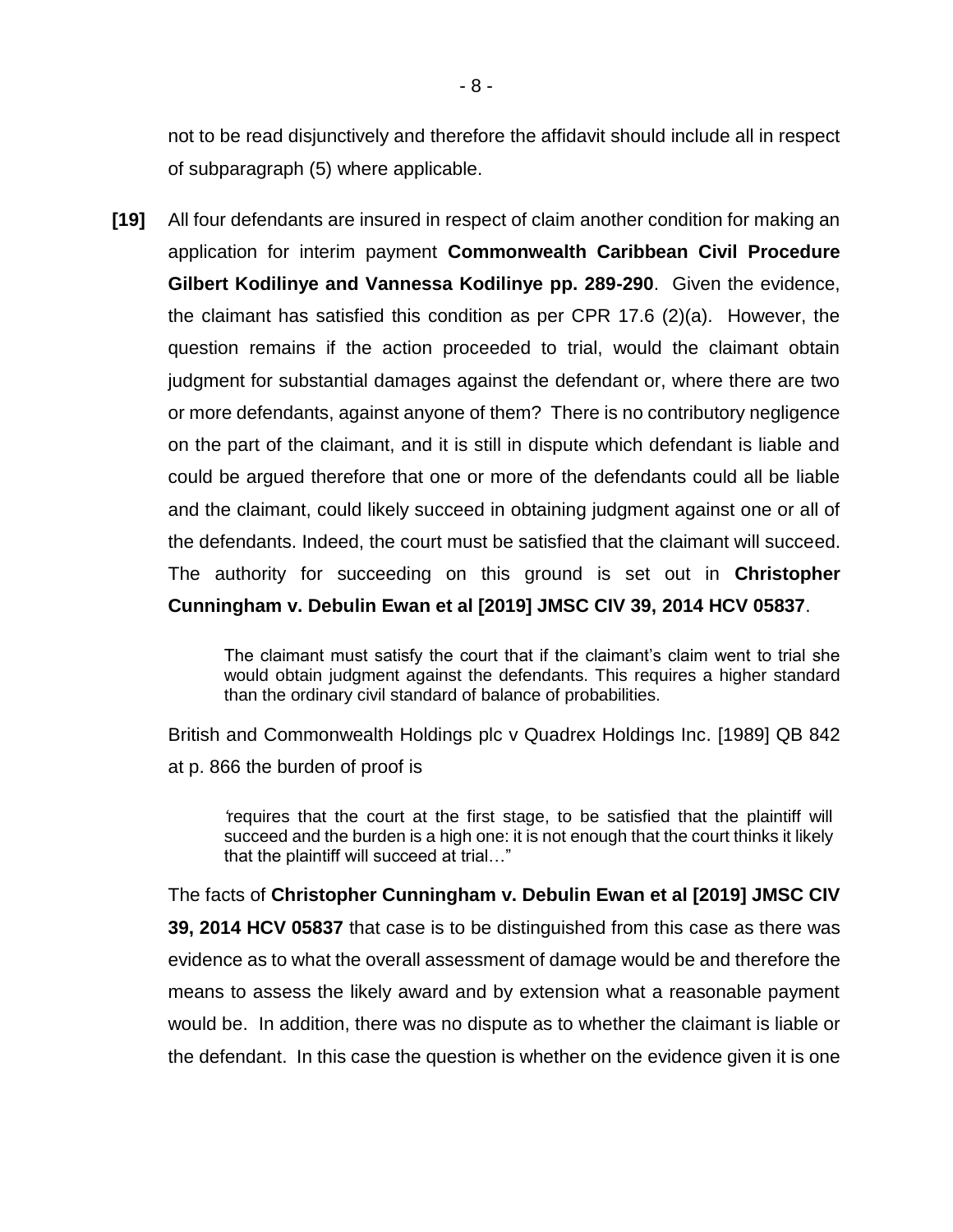not to be read disjunctively and therefore the affidavit should include all in respect of subparagraph (5) where applicable.

**[19]** All four defendants are insured in respect of claim another condition for making an application for interim payment **Commonwealth Caribbean Civil Procedure Gilbert Kodilinye and Vannessa Kodilinye pp. 289-290**. Given the evidence, the claimant has satisfied this condition as per CPR 17.6 (2)(a). However, the question remains if the action proceeded to trial, would the claimant obtain judgment for substantial damages against the defendant or, where there are two or more defendants, against anyone of them? There is no contributory negligence on the part of the claimant, and it is still in dispute which defendant is liable and could be argued therefore that one or more of the defendants could all be liable and the claimant, could likely succeed in obtaining judgment against one or all of the defendants. Indeed, the court must be satisfied that the claimant will succeed. The authority for succeeding on this ground is set out in **Christopher Cunningham v. Debulin Ewan et al [2019] JMSC CIV 39, 2014 HCV 05837**.

> The claimant must satisfy the court that if the claimant's claim went to trial she would obtain judgment against the defendants. This requires a higher standard than the ordinary civil standard of balance of probabilities.

British and Commonwealth Holdings plc v Quadrex Holdings Inc. [1989] QB 842 at p. 866 the burden of proof is

> 'requires that the court at the first stage, to be satisfied that the plaintiff will succeed and the burden is a high one: it is not enough that the court thinks it likely that the plaintiff will succeed at trial…"

The facts of **Christopher Cunningham v. Debulin Ewan et al [2019] JMSC CIV 39, 2014 HCV 05837** that case is to be distinguished from this case as there was evidence as to what the overall assessment of damage would be and therefore the means to assess the likely award and by extension what a reasonable payment would be. In addition, there was no dispute as to whether the claimant is liable or the defendant. In this case the question is whether on the evidence given it is one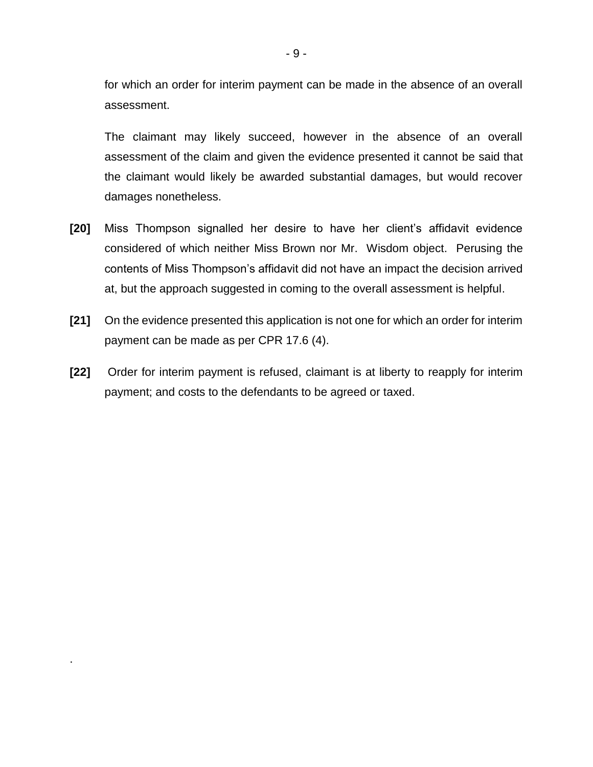for which an order for interim payment can be made in the absence of an overall assessment.

The claimant may likely succeed, however in the absence of an overall assessment of the claim and given the evidence presented it cannot be said that the claimant would likely be awarded substantial damages, but would recover damages nonetheless.

**[20]** Miss Thompson signalled her desire to have her client's affidavit evidence considered of which neither Miss Brown nor Mr. Wisdom object. Perusing the contents of Miss Thompson's affidavit did not have an impact the decision arrived at, but the approach suggested in coming to the overall assessment is helpful.

**[21]** On the evidence presented this application is not one for which an order for interim payment can be made as per CPR 17.6 (4).

**[22]** Order for interim payment is refused, claimant is at liberty to reapply for interim payment; and costs to the defendants to be agreed or taxed.

.